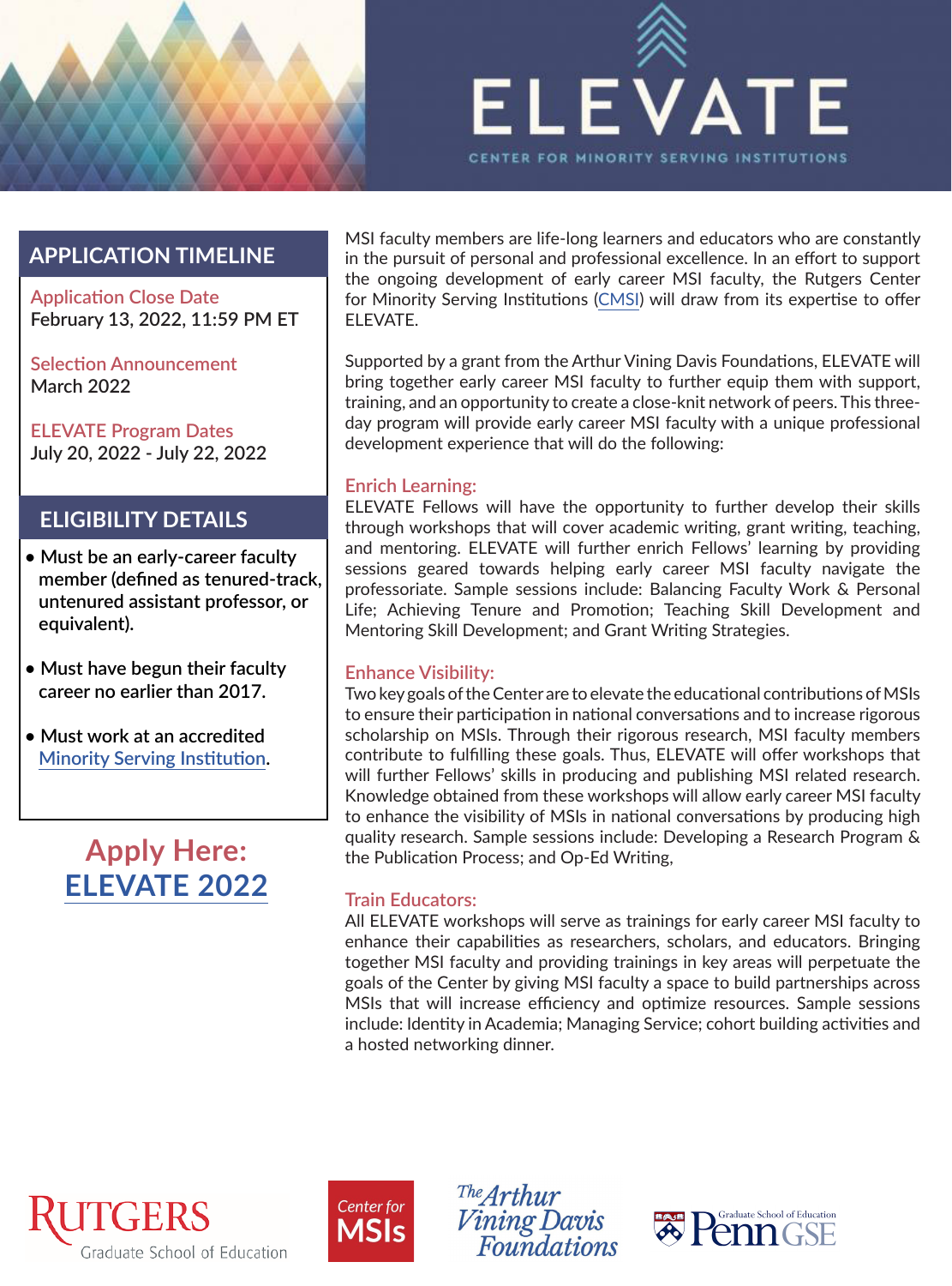# ELEVATE

CENTER FOR MINORITY SERVING INSTITUTIONS

## APPLICATION TIMELINE

**Application Close Date**
February 13, 2022, 11:59 PM ET

**Selection Announcement**
March 2022

**ELEVATE Program Dates**
July 20, 2022 - July 22, 2022

## ELIGIBILITY DETAILS

- Must be an early-career faculty member (defined as tenured-track, untenured assistant professor, or equivalent).
- Must have begun their faculty career no earlier than 2017.
- Must work at an accredited Minority Serving Institution.

**Apply Here: ELEVATE 2022**

MSI faculty members are life-long learners and educators who are constantly in the pursuit of personal and professional excellence. In an effort to support the ongoing development of early career MSI faculty, the Rutgers Center for Minority Serving Institutions (CMSI) will draw from its expertise to offer ELEVATE.

Supported by a grant from the Arthur Vining Davis Foundations, ELEVATE will bring together early career MSI faculty to further equip them with support, training, and an opportunity to create a close-knit network of peers. This three-day program will provide early career MSI faculty with a unique professional development experience that will do the following:

### Enrich Learning:

ELEVATE Fellows will have the opportunity to further develop their skills through workshops that will cover academic writing, grant writing, teaching, and mentoring. ELEVATE will further enrich Fellows' learning by providing sessions geared towards helping early career MSI faculty navigate the professoriate. Sample sessions include: Balancing Faculty Work & Personal Life; Achieving Tenure and Promotion; Teaching Skill Development and Mentoring Skill Development; and Grant Writing Strategies.

### Enhance Visibility:

Two key goals of the Center are to elevate the educational contributions of MSIs to ensure their participation in national conversations and to increase rigorous scholarship on MSIs. Through their rigorous research, MSI faculty members contribute to fulfilling these goals. Thus, ELEVATE will offer workshops that will further Fellows' skills in producing and publishing MSI related research. Knowledge obtained from these workshops will allow early career MSI faculty to enhance the visibility of MSIs in national conversations by producing high quality research. Sample sessions include: Developing a Research Program & the Publication Process; and Op-Ed Writing,

### Train Educators:

All ELEVATE workshops will serve as trainings for early career MSI faculty to enhance their capabilities as researchers, scholars, and educators. Bringing together MSI faculty and providing trainings in key areas will perpetuate the goals of the Center by giving MSI faculty a space to build partnerships across MSIs that will increase efficiency and optimize resources. Sample sessions include: Identity in Academia; Managing Service; cohort building activities and a hosted networking dinner.

RUTGERS Graduate School of Education | Center for MSIs | The Arthur Vining Davis Foundations | Penn GSE Graduate School of Education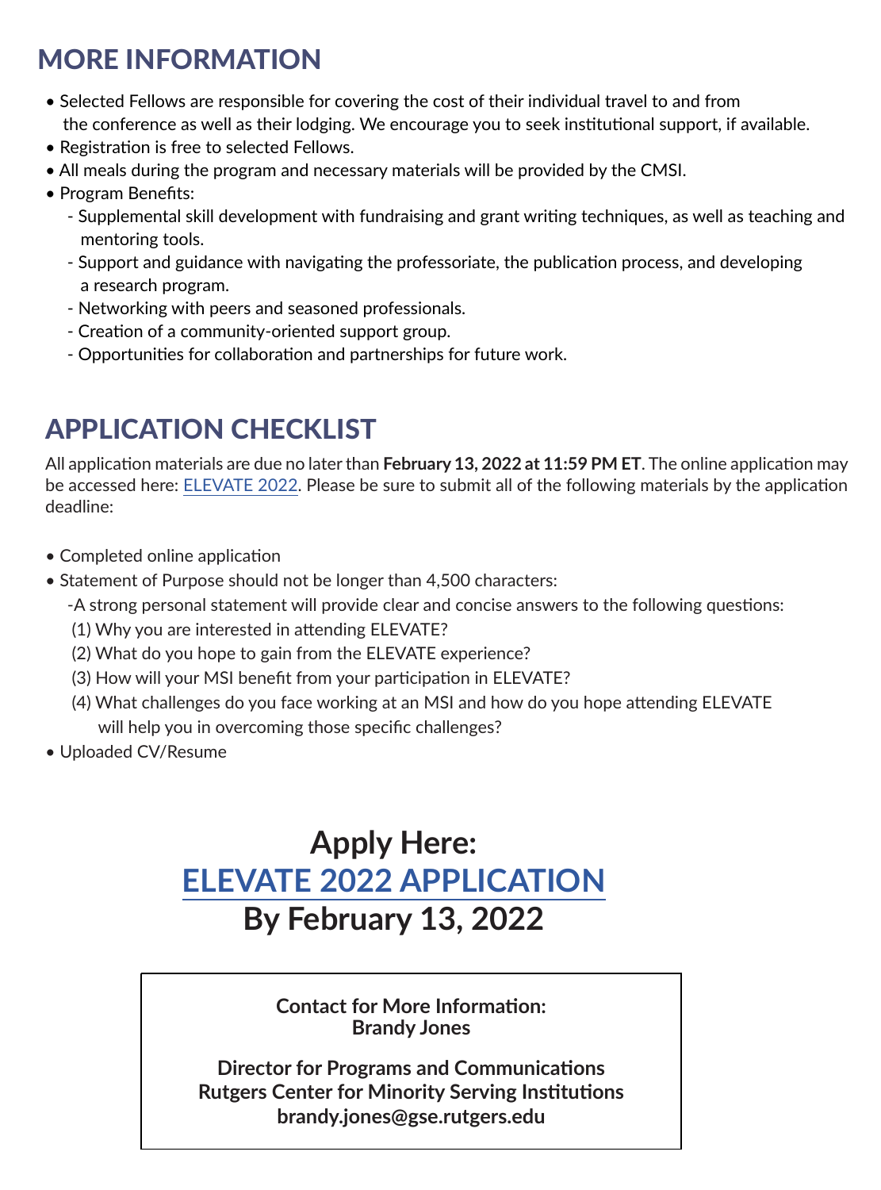## MORE INFORMATION

- Selected Fellows are responsible for covering the cost of their individual travel to and from the conference as well as their lodging. We encourage you to seek institutional support, if available.
- Registration is free to selected Fellows.
- All meals during the program and necessary materials will be provided by the CMSI.
- Program Benefits:
  - Supplemental skill development with fundraising and grant writing techniques, as well as teaching and mentoring tools.
  - Support and guidance with navigating the professoriate, the publication process, and developing a research program.
  - Networking with peers and seasoned professionals.
  - Creation of a community-oriented support group.
  - Opportunities for collaboration and partnerships for future work.

## APPLICATION CHECKLIST

All application materials are due no later than **February 13, 2022 at 11:59 PM ET**. The online application may be accessed here: ELEVATE 2022. Please be sure to submit all of the following materials by the application deadline:

- Completed online application
- Statement of Purpose should not be longer than 4,500 characters:
  - A strong personal statement will provide clear and concise answers to the following questions:
    (1) Why you are interested in attending ELEVATE?
    (2) What do you hope to gain from the ELEVATE experience?
    (3) How will your MSI benefit from your participation in ELEVATE?
    (4) What challenges do you face working at an MSI and how do you hope attending ELEVATE will help you in overcoming those specific challenges?
- Uploaded CV/Resume

## Apply Here:
## ELEVATE 2022 APPLICATION
## By February 13, 2022

**Contact for More Information:**
**Brandy Jones**

**Director for Programs and Communications**
**Rutgers Center for Minority Serving Institutions**
**brandy.jones@gse.rutgers.edu**